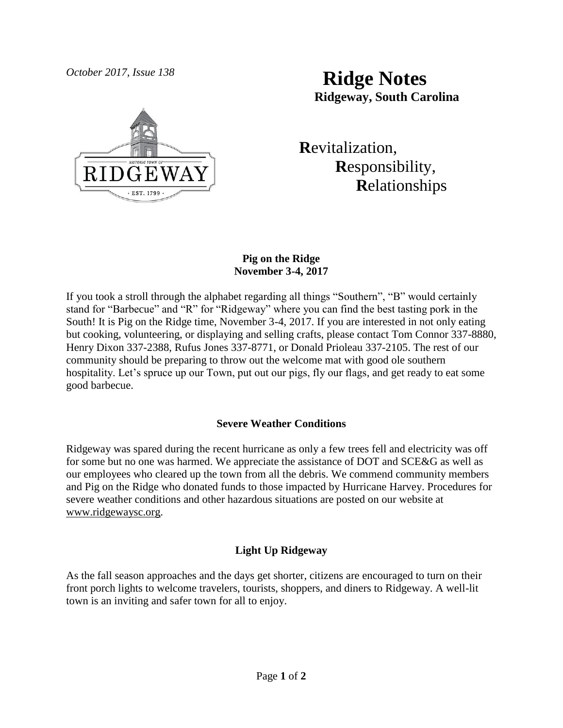*October 2017, Issue 138*

# Ridge Notes

**Ridgeway, South Carolina**

**R**evitalization,
**R**esponsibility,
**R**elationships

### Pig on the Ridge
**November 3-4, 2017**

If you took a stroll through the alphabet regarding all things "Southern", "B" would certainly stand for "Barbecue" and "R" for "Ridgeway" where you can find the best tasting pork in the South! It is Pig on the Ridge time, November 3-4, 2017. If you are interested in not only eating but cooking, volunteering, or displaying and selling crafts, please contact Tom Connor 337-8880, Henry Dixon 337-2388, Rufus Jones 337-8771, or Donald Prioleau 337-2105. The rest of our community should be preparing to throw out the welcome mat with good ole southern hospitality. Let's spruce up our Town, put out our pigs, fly our flags, and get ready to eat some good barbecue.

### Severe Weather Conditions

Ridgeway was spared during the recent hurricane as only a few trees fell and electricity was off for some but no one was harmed. We appreciate the assistance of DOT and SCE&G as well as our employees who cleared up the town from all the debris. We commend community members and Pig on the Ridge who donated funds to those impacted by Hurricane Harvey. Procedures for severe weather conditions and other hazardous situations are posted on our website at www.ridgewaysc.org.

### Light Up Ridgeway

As the fall season approaches and the days get shorter, citizens are encouraged to turn on their front porch lights to welcome travelers, tourists, shoppers, and diners to Ridgeway. A well-lit town is an inviting and safer town for all to enjoy.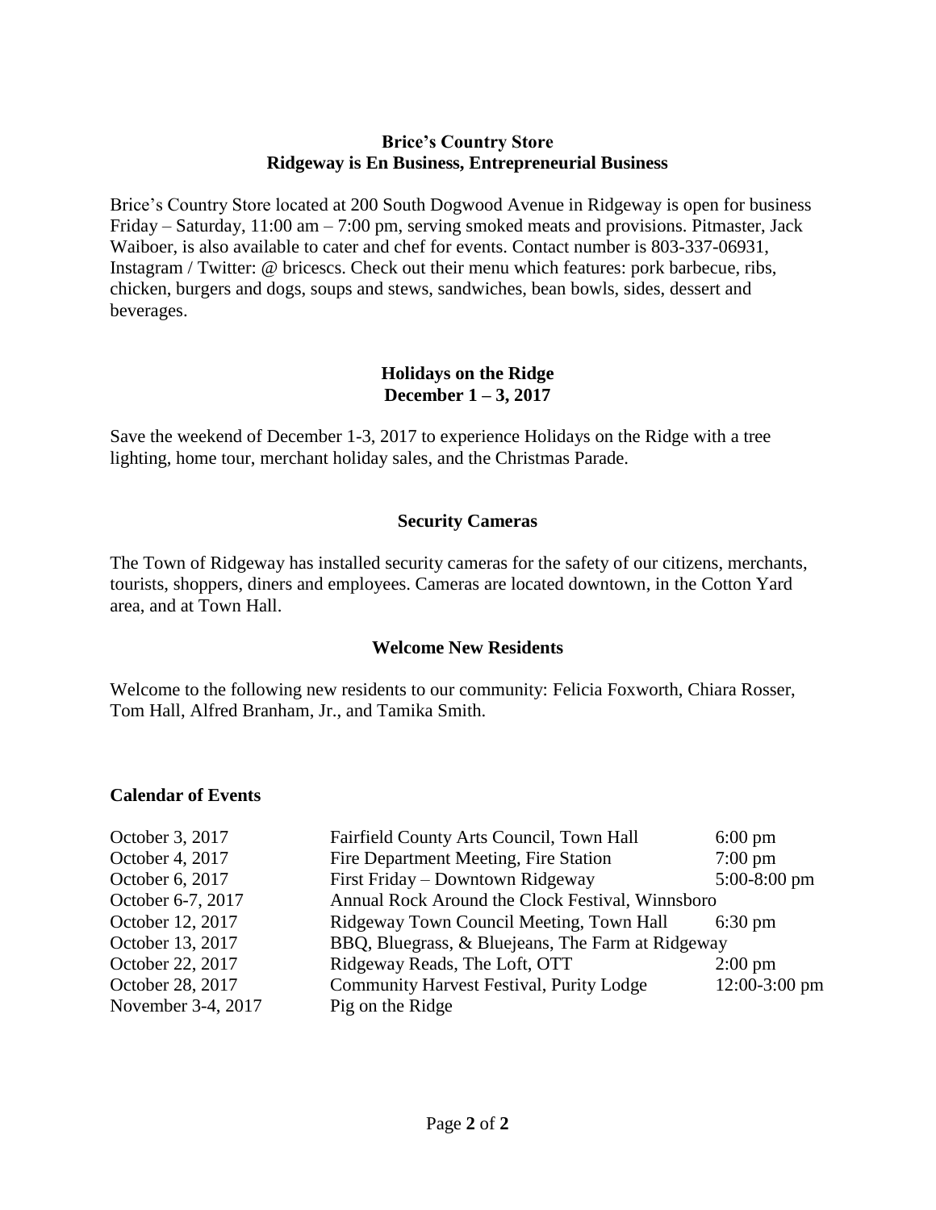**Brice's Country Store**
**Ridgeway is En Business, Entrepreneurial Business**

Brice's Country Store located at 200 South Dogwood Avenue in Ridgeway is open for business Friday – Saturday, 11:00 am – 7:00 pm, serving smoked meats and provisions. Pitmaster, Jack Waiboer, is also available to cater and chef for events. Contact number is 803-337-06931, Instagram / Twitter: @ bricescs. Check out their menu which features: pork barbecue, ribs, chicken, burgers and dogs, soups and stews, sandwiches, bean bowls, sides, dessert and beverages.

**Holidays on the Ridge**
**December 1 – 3, 2017**

Save the weekend of December 1-3, 2017 to experience Holidays on the Ridge with a tree lighting, home tour, merchant holiday sales, and the Christmas Parade.

**Security Cameras**

The Town of Ridgeway has installed security cameras for the safety of our citizens, merchants, tourists, shoppers, diners and employees. Cameras are located downtown, in the Cotton Yard area, and at Town Hall.

**Welcome New Residents**

Welcome to the following new residents to our community: Felicia Foxworth, Chiara Rosser, Tom Hall, Alfred Branham, Jr., and Tamika Smith.

**Calendar of Events**

| | | |
|---|---|---|
| October 3, 2017 | Fairfield County Arts Council, Town Hall | 6:00 pm |
| October 4, 2017 | Fire Department Meeting, Fire Station | 7:00 pm |
| October 6, 2017 | First Friday – Downtown Ridgeway | 5:00-8:00 pm |
| October 6-7, 2017 | Annual Rock Around the Clock Festival, Winnsboro | |
| October 12, 2017 | Ridgeway Town Council Meeting, Town Hall | 6:30 pm |
| October 13, 2017 | BBQ, Bluegrass, & Bluejeans, The Farm at Ridgeway | |
| October 22, 2017 | Ridgeway Reads, The Loft, OTT | 2:00 pm |
| October 28, 2017 | Community Harvest Festival, Purity Lodge | 12:00-3:00 pm |
| November 3-4, 2017 | Pig on the Ridge | |